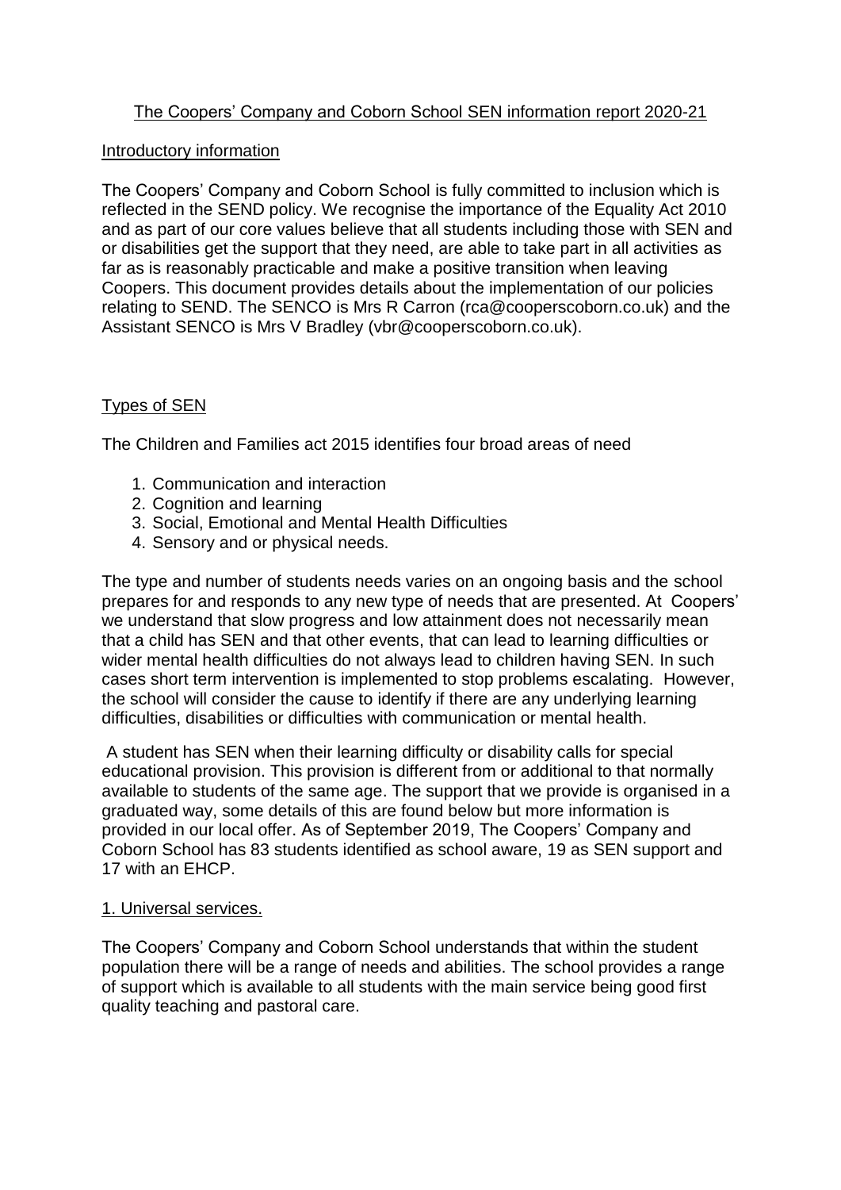# The Coopers' Company and Coborn School SEN information report 2020-21

## Introductory information

The Coopers' Company and Coborn School is fully committed to inclusion which is reflected in the SEND policy. We recognise the importance of the Equality Act 2010 and as part of our core values believe that all students including those with SEN and or disabilities get the support that they need, are able to take part in all activities as far as is reasonably practicable and make a positive transition when leaving Coopers. This document provides details about the implementation of our policies relating to SEND. The SENCO is Mrs R Carron (rca@cooperscoborn.co.uk) and the Assistant SENCO is Mrs V Bradley (vbr@cooperscoborn.co.uk).

## Types of SEN

The Children and Families act 2015 identifies four broad areas of need

1. Communication and interaction
2. Cognition and learning
3. Social, Emotional and Mental Health Difficulties
4. Sensory and or physical needs.

The type and number of students needs varies on an ongoing basis and the school prepares for and responds to any new type of needs that are presented. At Coopers' we understand that slow progress and low attainment does not necessarily mean that a child has SEN and that other events, that can lead to learning difficulties or wider mental health difficulties do not always lead to children having SEN. In such cases short term intervention is implemented to stop problems escalating. However, the school will consider the cause to identify if there are any underlying learning difficulties, disabilities or difficulties with communication or mental health.

A student has SEN when their learning difficulty or disability calls for special educational provision. This provision is different from or additional to that normally available to students of the same age. The support that we provide is organised in a graduated way, some details of this are found below but more information is provided in our local offer. As of September 2019, The Coopers' Company and Coborn School has 83 students identified as school aware, 19 as SEN support and 17 with an EHCP.

## 1. Universal services.

The Coopers' Company and Coborn School understands that within the student population there will be a range of needs and abilities. The school provides a range of support which is available to all students with the main service being good first quality teaching and pastoral care.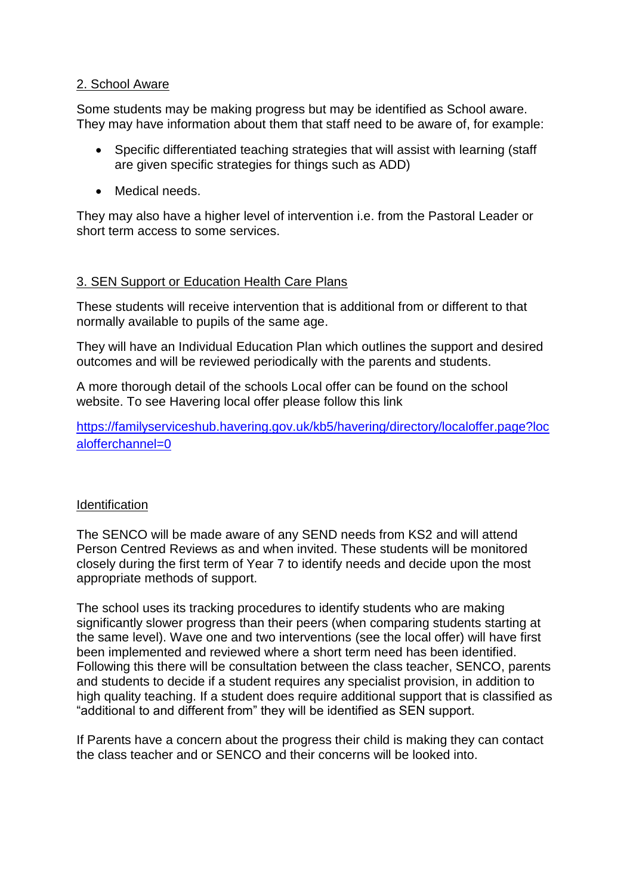## 2. School Aware

Some students may be making progress but may be identified as School aware. They may have information about them that staff need to be aware of, for example:

- Specific differentiated teaching strategies that will assist with learning (staff are given specific strategies for things such as ADD)
- Medical needs.

They may also have a higher level of intervention i.e. from the Pastoral Leader or short term access to some services.

## 3. SEN Support or Education Health Care Plans

These students will receive intervention that is additional from or different to that normally available to pupils of the same age.

They will have an Individual Education Plan which outlines the support and desired outcomes and will be reviewed periodically with the parents and students.

A more thorough detail of the schools Local offer can be found on the school website. To see Havering local offer please follow this link

https://familyserviceshub.havering.gov.uk/kb5/havering/directory/localoffer.page?localofferchannel=0

## Identification

The SENCO will be made aware of any SEND needs from KS2 and will attend Person Centred Reviews as and when invited. These students will be monitored closely during the first term of Year 7 to identify needs and decide upon the most appropriate methods of support.

The school uses its tracking procedures to identify students who are making significantly slower progress than their peers (when comparing students starting at the same level). Wave one and two interventions (see the local offer) will have first been implemented and reviewed where a short term need has been identified. Following this there will be consultation between the class teacher, SENCO, parents and students to decide if a student requires any specialist provision, in addition to high quality teaching. If a student does require additional support that is classified as "additional to and different from" they will be identified as SEN support.

If Parents have a concern about the progress their child is making they can contact the class teacher and or SENCO and their concerns will be looked into.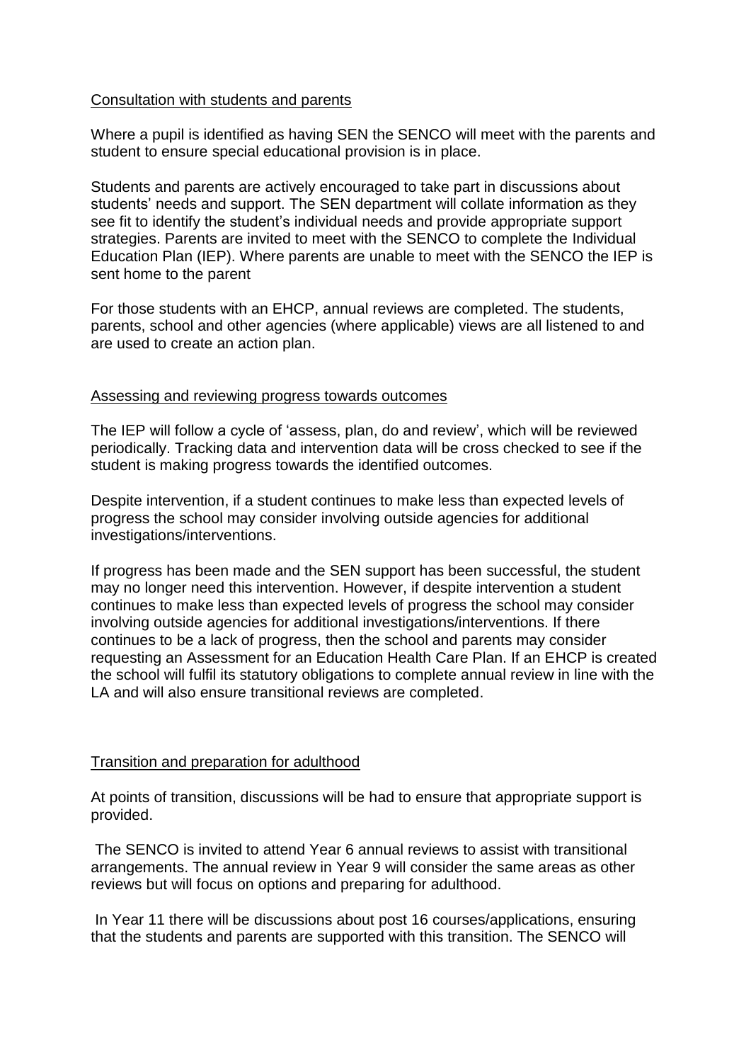<u>Consultation with students and parents</u>

Where a pupil is identified as having SEN the SENCO will meet with the parents and student to ensure special educational provision is in place.

Students and parents are actively encouraged to take part in discussions about students' needs and support. The SEN department will collate information as they see fit to identify the student's individual needs and provide appropriate support strategies. Parents are invited to meet with the SENCO to complete the Individual Education Plan (IEP). Where parents are unable to meet with the SENCO the IEP is sent home to the parent

For those students with an EHCP, annual reviews are completed. The students, parents, school and other agencies (where applicable) views are all listened to and are used to create an action plan.

<u>Assessing and reviewing progress towards outcomes</u>

The IEP will follow a cycle of 'assess, plan, do and review', which will be reviewed periodically. Tracking data and intervention data will be cross checked to see if the student is making progress towards the identified outcomes.

Despite intervention, if a student continues to make less than expected levels of progress the school may consider involving outside agencies for additional investigations/interventions.

If progress has been made and the SEN support has been successful, the student may no longer need this intervention. However, if despite intervention a student continues to make less than expected levels of progress the school may consider involving outside agencies for additional investigations/interventions. If there continues to be a lack of progress, then the school and parents may consider requesting an Assessment for an Education Health Care Plan. If an EHCP is created the school will fulfil its statutory obligations to complete annual review in line with the LA and will also ensure transitional reviews are completed.

<u>Transition and preparation for adulthood</u>

At points of transition, discussions will be had to ensure that appropriate support is provided.

The SENCO is invited to attend Year 6 annual reviews to assist with transitional arrangements. The annual review in Year 9 will consider the same areas as other reviews but will focus on options and preparing for adulthood.

In Year 11 there will be discussions about post 16 courses/applications, ensuring that the students and parents are supported with this transition. The SENCO will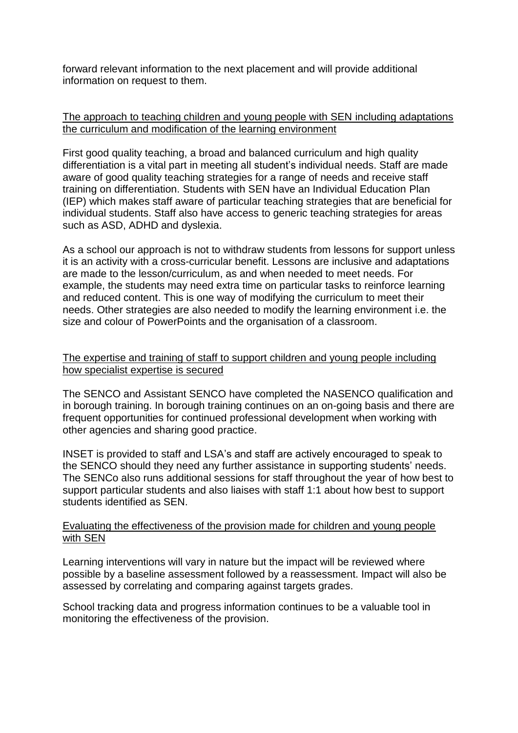forward relevant information to the next placement and will provide additional information on request to them.

<u>The approach to teaching children and young people with SEN including adaptations the curriculum and modification of the learning environment</u>

First good quality teaching, a broad and balanced curriculum and high quality differentiation is a vital part in meeting all student's individual needs. Staff are made aware of good quality teaching strategies for a range of needs and receive staff training on differentiation. Students with SEN have an Individual Education Plan (IEP) which makes staff aware of particular teaching strategies that are beneficial for individual students. Staff also have access to generic teaching strategies for areas such as ASD, ADHD and dyslexia.

As a school our approach is not to withdraw students from lessons for support unless it is an activity with a cross-curricular benefit. Lessons are inclusive and adaptations are made to the lesson/curriculum, as and when needed to meet needs. For example, the students may need extra time on particular tasks to reinforce learning and reduced content. This is one way of modifying the curriculum to meet their needs. Other strategies are also needed to modify the learning environment i.e. the size and colour of PowerPoints and the organisation of a classroom.

<u>The expertise and training of staff to support children and young people including how specialist expertise is secured</u>

The SENCO and Assistant SENCO have completed the NASENCO qualification and in borough training. In borough training continues on an on-going basis and there are frequent opportunities for continued professional development when working with other agencies and sharing good practice.

INSET is provided to staff and LSA's and staff are actively encouraged to speak to the SENCO should they need any further assistance in supporting students' needs. The SENCo also runs additional sessions for staff throughout the year of how best to support particular students and also liaises with staff 1:1 about how best to support students identified as SEN.

<u>Evaluating the effectiveness of the provision made for children and young people with SEN</u>

Learning interventions will vary in nature but the impact will be reviewed where possible by a baseline assessment followed by a reassessment. Impact will also be assessed by correlating and comparing against targets grades.

School tracking data and progress information continues to be a valuable tool in monitoring the effectiveness of the provision.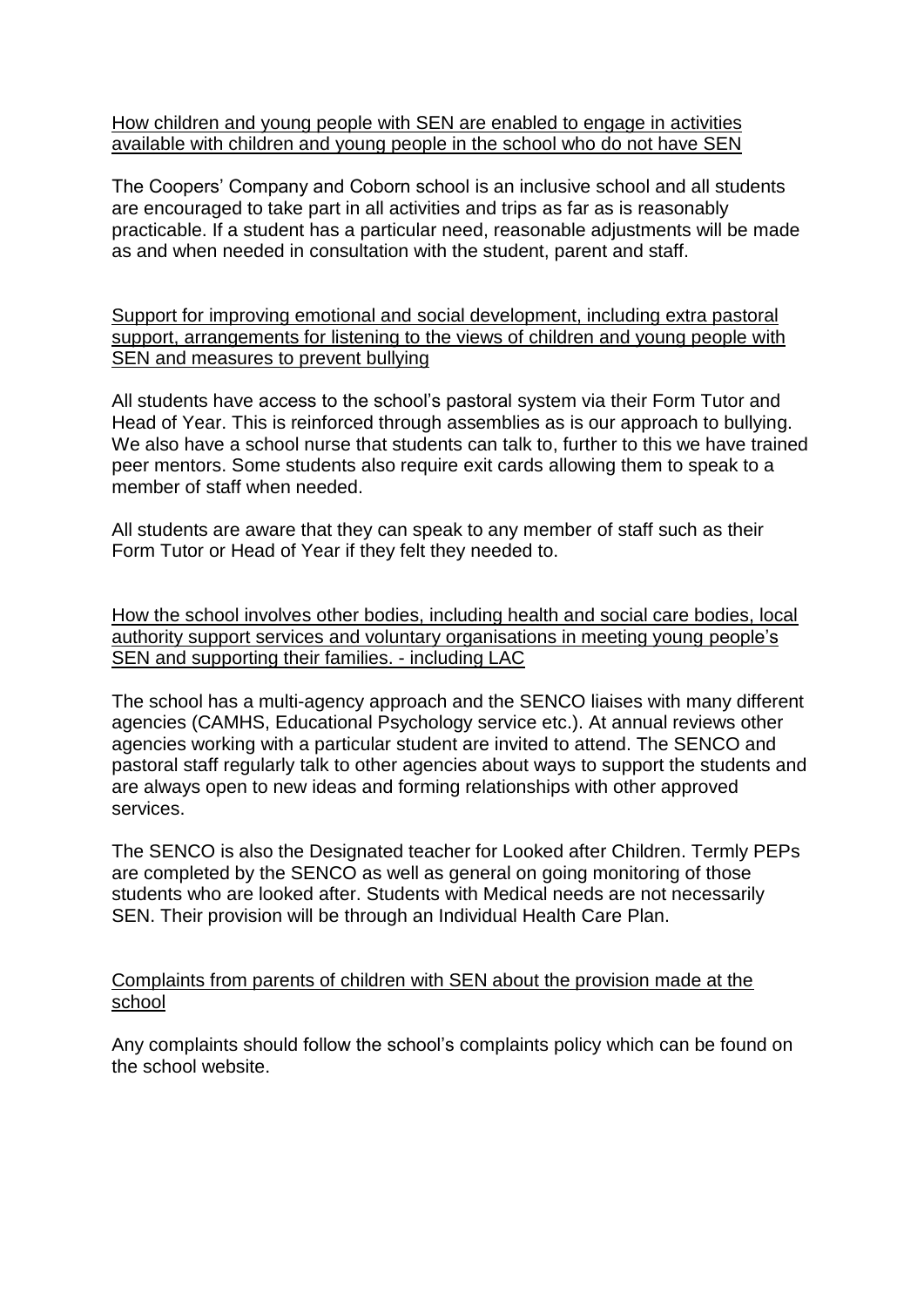<u>How children and young people with SEN are enabled to engage in activities available with children and young people in the school who do not have SEN</u>

The Coopers' Company and Coborn school is an inclusive school and all students are encouraged to take part in all activities and trips as far as is reasonably practicable. If a student has a particular need, reasonable adjustments will be made as and when needed in consultation with the student, parent and staff.

<u>Support for improving emotional and social development, including extra pastoral support, arrangements for listening to the views of children and young people with SEN and measures to prevent bullying</u>

All students have access to the school's pastoral system via their Form Tutor and Head of Year. This is reinforced through assemblies as is our approach to bullying. We also have a school nurse that students can talk to, further to this we have trained peer mentors. Some students also require exit cards allowing them to speak to a member of staff when needed.

All students are aware that they can speak to any member of staff such as their Form Tutor or Head of Year if they felt they needed to.

<u>How the school involves other bodies, including health and social care bodies, local authority support services and voluntary organisations in meeting young people's SEN and supporting their families. - including LAC</u>

The school has a multi-agency approach and the SENCO liaises with many different agencies (CAMHS, Educational Psychology service etc.). At annual reviews other agencies working with a particular student are invited to attend. The SENCO and pastoral staff regularly talk to other agencies about ways to support the students and are always open to new ideas and forming relationships with other approved services.

The SENCO is also the Designated teacher for Looked after Children. Termly PEPs are completed by the SENCO as well as general on going monitoring of those students who are looked after. Students with Medical needs are not necessarily SEN. Their provision will be through an Individual Health Care Plan.

<u>Complaints from parents of children with SEN about the provision made at the school</u>

Any complaints should follow the school's complaints policy which can be found on the school website.